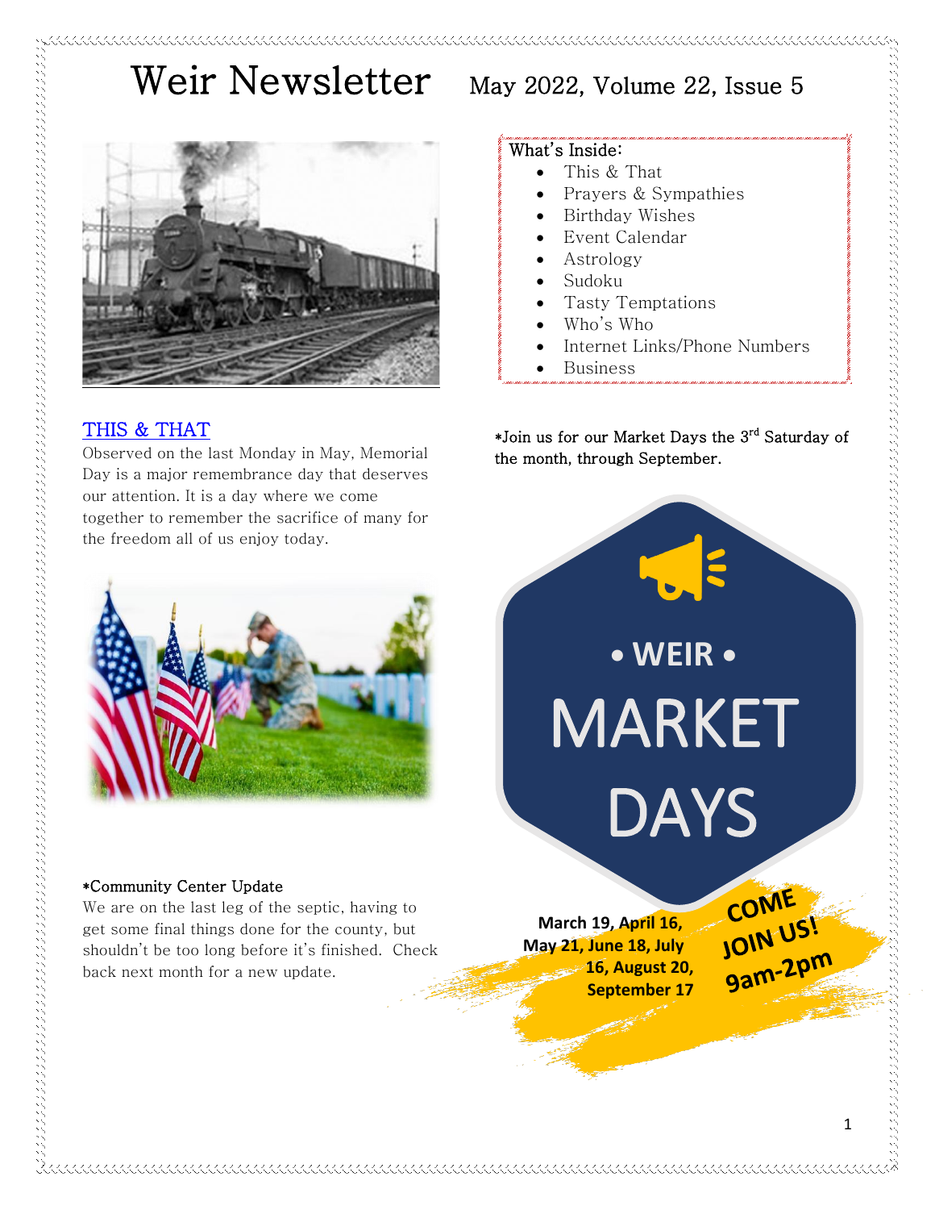# Weir Newsletter

May 2022, Volume 22, Issue 5

What's Inside:

- This & That
- Prayers & Sympathies
- Birthday Wishes
- Event Calendar
- Astrology
- Sudoku
- Tasty Temptations
- Who's Who
- Internet Links/Phone Numbers
- Business

## THIS & THAT

Observed on the last Monday in May, Memorial Day is a major remembrance day that deserves our attention. It is a day where we come together to remember the sacrifice of many for the freedom all of us enjoy today.

*Community Center Update

We are on the last leg of the septic, having to get some final things done for the county, but shouldn't be too long before it's finished. Check back next month for a new update.

*Join us for our Market Days the 3rd Saturday of the month, through September.

• WEIR •

MARKET DAYS

March 19, April 16, May 21, June 18, July 16, August 20, September 17

COME JOIN US! 9am-2pm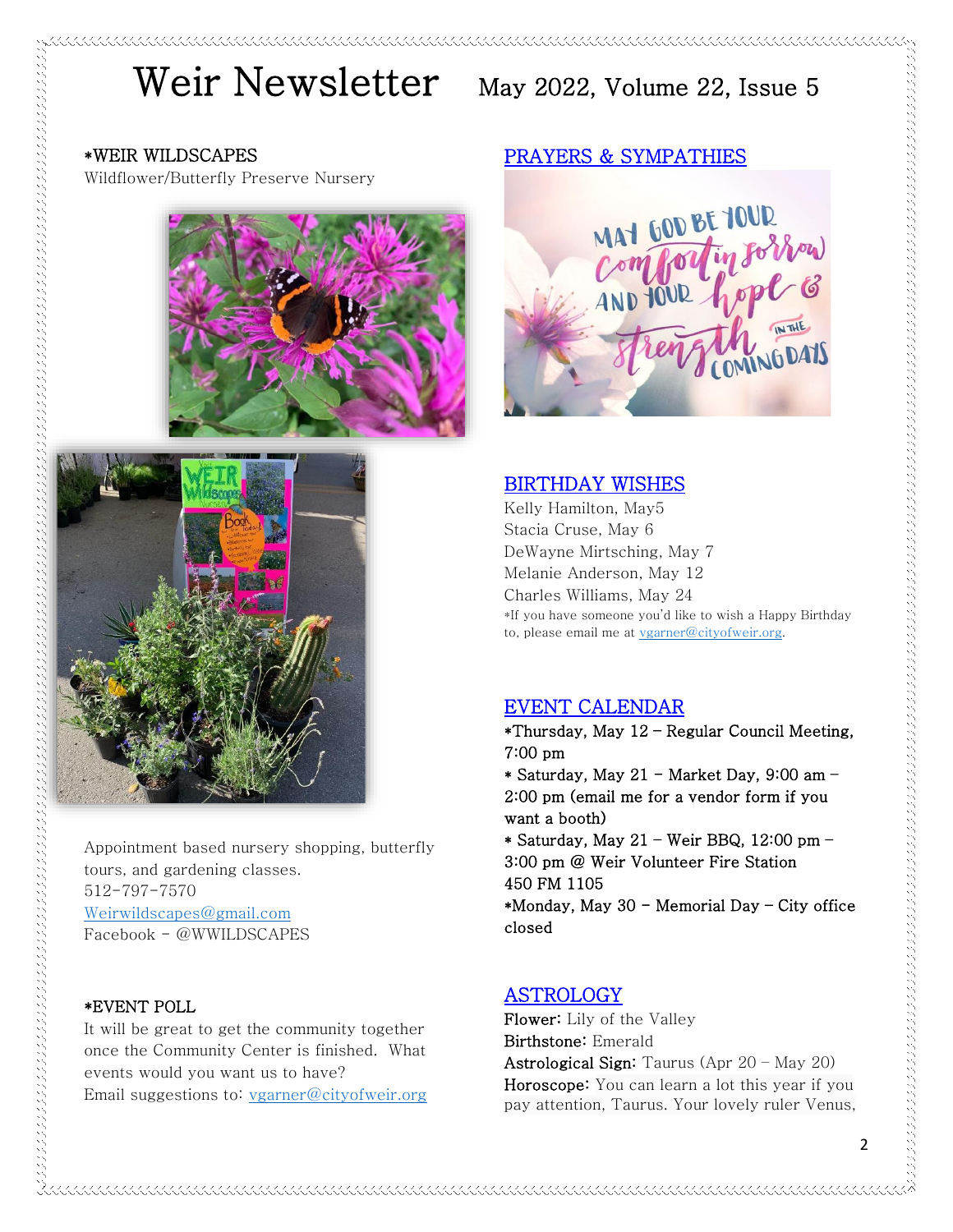# Weir Newsletter May 2022, Volume 22, Issue 5

*WEIR WILDSCAPES

Wildflower/Butterfly Preserve Nursery

Appointment based nursery shopping, butterfly tours, and gardening classes.
512-797-7570
Weirwildscapes@gmail.com
Facebook – @WWILDSCAPES

*EVENT POLL

It will be great to get the community together once the Community Center is finished. What events would you want us to have?
Email suggestions to: vgarner@cityofweir.org

## PRAYERS & SYMPATHIES

## BIRTHDAY WISHES

Kelly Hamilton, May5
Stacia Cruse, May 6
DeWayne Mirtsching, May 7
Melanie Anderson, May 12
Charles Williams, May 24

*If you have someone you'd like to wish a Happy Birthday to, please email me at vgarner@cityofweir.org.

## EVENT CALENDAR

*Thursday, May 12 – Regular Council Meeting, 7:00 pm
* Saturday, May 21 – Market Day, 9:00 am – 2:00 pm (email me for a vendor form if you want a booth)
* Saturday, May 21 – Weir BBQ, 12:00 pm – 3:00 pm @ Weir Volunteer Fire Station 450 FM 1105
*Monday, May 30 – Memorial Day – City office closed

## ASTROLOGY

**Flower:** Lily of the Valley
**Birthstone:** Emerald
**Astrological Sign:** Taurus (Apr 20 – May 20)
**Horoscope:** You can learn a lot this year if you pay attention, Taurus. Your lovely ruler Venus,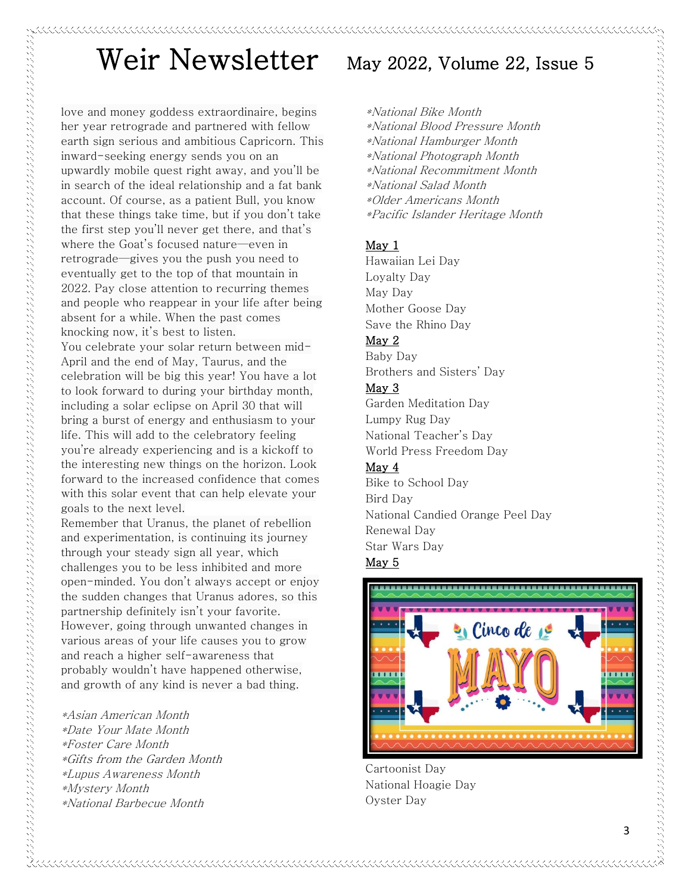love and money goddess extraordinaire, begins her year retrograde and partnered with fellow earth sign serious and ambitious Capricorn. This inward-seeking energy sends you on an upwardly mobile quest right away, and you'll be in search of the ideal relationship and a fat bank account. Of course, as a patient Bull, you know that these things take time, but if you don't take the first step you'll never get there, and that's where the Goat's focused nature—even in retrograde—gives you the push you need to eventually get to the top of that mountain in 2022. Pay close attention to recurring themes and people who reappear in your life after being absent for a while. When the past comes knocking now, it's best to listen.

You celebrate your solar return between mid-April and the end of May, Taurus, and the celebration will be big this year! You have a lot to look forward to during your birthday month, including a solar eclipse on April 30 that will bring a burst of energy and enthusiasm to your life. This will add to the celebratory feeling you're already experiencing and is a kickoff to the interesting new things on the horizon. Look forward to the increased confidence that comes with this solar event that can help elevate your goals to the next level.

Remember that Uranus, the planet of rebellion and experimentation, is continuing its journey through your steady sign all year, which challenges you to be less inhibited and more open-minded. You don't always accept or enjoy the sudden changes that Uranus adores, so this partnership definitely isn't your favorite. However, going through unwanted changes in various areas of your life causes you to grow and reach a higher self-awareness that probably wouldn't have happened otherwise, and growth of any kind is never a bad thing.

*Asian American Month*
*Date Your Mate Month*
*Foster Care Month*
*Gifts from the Garden Month*
*Lupus Awareness Month*
*Mystery Month*
*National Barbecue Month*
*National Bike Month*
*National Blood Pressure Month*
*National Hamburger Month*
*National Photograph Month*
*National Recommitment Month*
*National Salad Month*
*Older Americans Month*
*Pacific Islander Heritage Month*

<u>May 1</u>
Hawaiian Lei Day
Loyalty Day
May Day
Mother Goose Day
Save the Rhino Day

<u>May 2</u>
Baby Day
Brothers and Sisters' Day

<u>May 3</u>
Garden Meditation Day
Lumpy Rug Day
National Teacher's Day
World Press Freedom Day

<u>May 4</u>
Bike to School Day
Bird Day
National Candied Orange Peel Day
Renewal Day
Star Wars Day

<u>May 5</u>

Cartoonist Day
National Hoagie Day
Oyster Day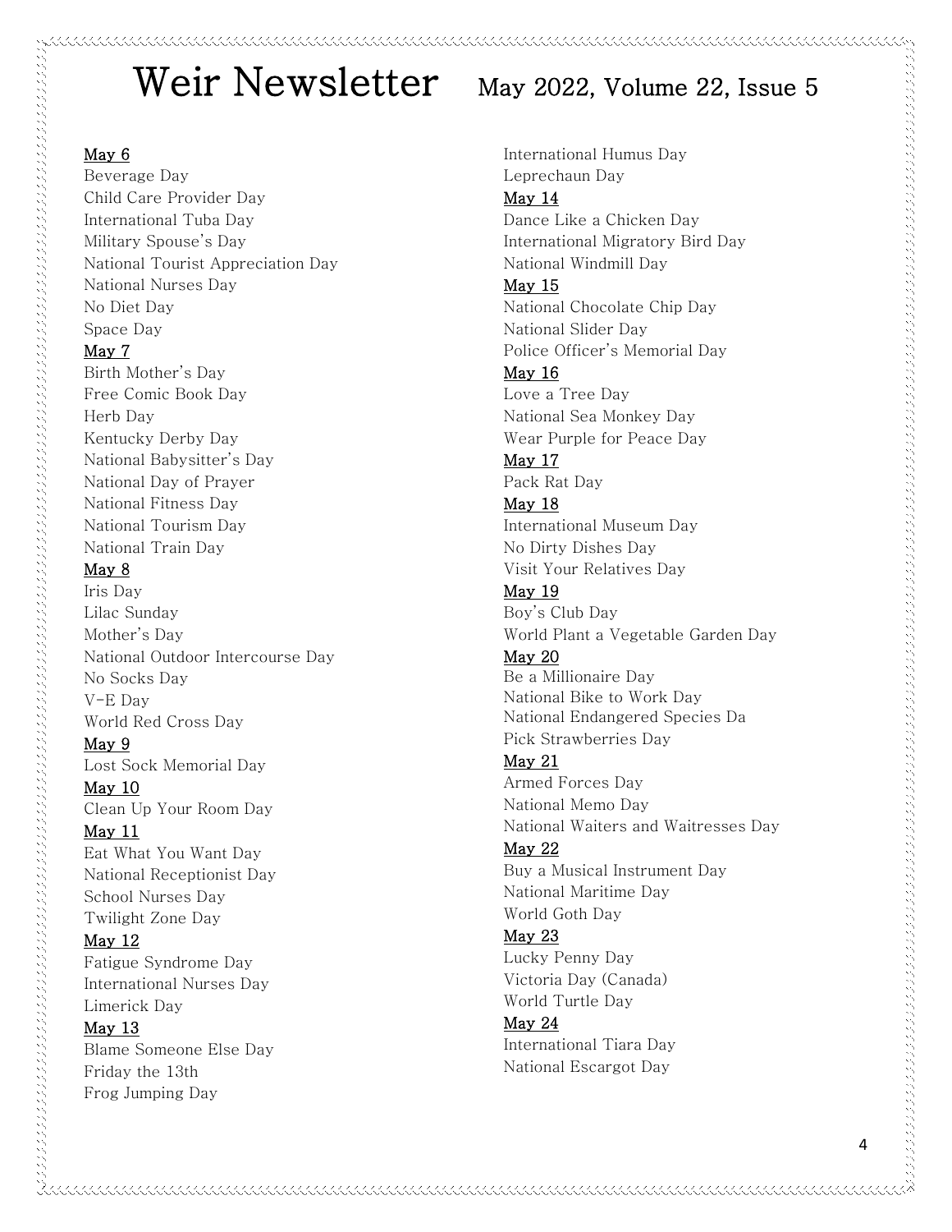# Weir Newsletter

May 2022, Volume 22, Issue 5

<u>May 6</u>
Beverage Day
Child Care Provider Day
International Tuba Day
Military Spouse's Day
National Tourist Appreciation Day
National Nurses Day
No Diet Day
Space Day

<u>May 7</u>
Birth Mother's Day
Free Comic Book Day
Herb Day
Kentucky Derby Day
National Babysitter's Day
National Day of Prayer
National Fitness Day
National Tourism Day
National Train Day

<u>May 8</u>
Iris Day
Lilac Sunday
Mother's Day
National Outdoor Intercourse Day
No Socks Day
V-E Day
World Red Cross Day

<u>May 9</u>
Lost Sock Memorial Day

<u>May 10</u>
Clean Up Your Room Day

<u>May 11</u>
Eat What You Want Day
National Receptionist Day
School Nurses Day
Twilight Zone Day

<u>May 12</u>
Fatigue Syndrome Day
International Nurses Day
Limerick Day

<u>May 13</u>
Blame Someone Else Day
Friday the 13th
Frog Jumping Day
International Humus Day
Leprechaun Day

<u>May 14</u>
Dance Like a Chicken Day
International Migratory Bird Day
National Windmill Day

<u>May 15</u>
National Chocolate Chip Day
National Slider Day
Police Officer's Memorial Day

<u>May 16</u>
Love a Tree Day
National Sea Monkey Day
Wear Purple for Peace Day

<u>May 17</u>
Pack Rat Day

<u>May 18</u>
International Museum Day
No Dirty Dishes Day
Visit Your Relatives Day

<u>May 19</u>
Boy's Club Day
World Plant a Vegetable Garden Day

<u>May 20</u>
Be a Millionaire Day
National Bike to Work Day
National Endangered Species Da
Pick Strawberries Day

<u>May 21</u>
Armed Forces Day
National Memo Day
National Waiters and Waitresses Day

<u>May 22</u>
Buy a Musical Instrument Day
National Maritime Day
World Goth Day

<u>May 23</u>
Lucky Penny Day
Victoria Day (Canada)
World Turtle Day

<u>May 24</u>
International Tiara Day
National Escargot Day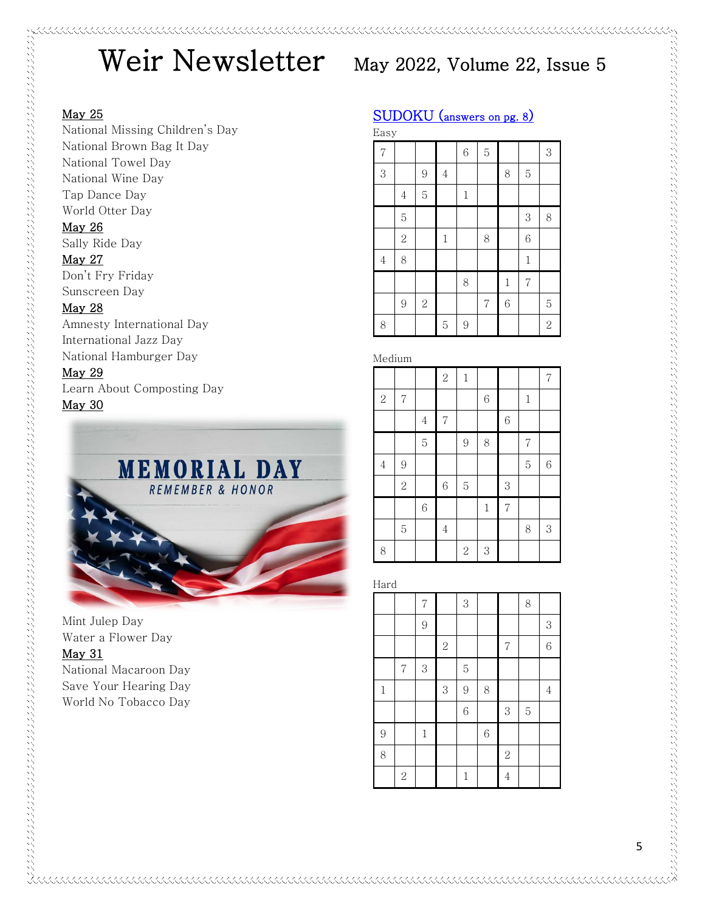**May 25**

National Missing Children's Day
National Brown Bag It Day
National Towel Day
National Wine Day
Tap Dance Day
World Otter Day

**May 26**

Sally Ride Day

**May 27**

Don't Fry Friday
Sunscreen Day

**May 28**

Amnesty International Day
International Jazz Day
National Hamburger Day

**May 29**

Learn About Composting Day

**May 30**

Mint Julep Day
Water a Flower Day

**May 31**

National Macaroon Day
Save Your Hearing Day
World No Tobacco Day

## SUDOKU (answers on pg. 8)

Easy

| | | | | | | | | |
|---|---|---|---|---|---|---|---|---|
| 7 | | | | 6 | 5 | | | 3 |
| 3 | | 9 | 4 | | | 8 | 5 | |
| | 4 | 5 | | 1 | | | | |
| | 5 | | | | | | 3 | 8 |
| | 2 | | 1 | | 8 | | 6 | |
| 4 | 8 | | | | | | 1 | |
| | | | | 8 | | 1 | 7 | |
| | 9 | 2 | | | 7 | 6 | | 5 |
| 8 | | | 5 | 9 | | | | 2 |

Medium

| | | | | | | | | |
|---|---|---|---|---|---|---|---|---|
| | | | 2 | 1 | | | | 7 |
| 2 | 7 | | | | 6 | | 1 | |
| | | 4 | 7 | | | 6 | | |
| | | 5 | | 9 | 8 | | 7 | |
| 4 | 9 | | | | | | 5 | 6 |
| | 2 | | 6 | 5 | | 3 | | |
| | | 6 | | | 1 | 7 | | |
| | 5 | | 4 | | | | 8 | 3 |
| 8 | | | | 2 | 3 | | | |

Hard

| | | | | | | | | |
|---|---|---|---|---|---|---|---|---|
| | | 7 | | 3 | | | 8 | |
| | | 9 | | | | | | 3 |
| | | | 2 | | | 7 | | 6 |
| | 7 | 3 | | 5 | | | | |
| 1 | | | 3 | 9 | 8 | | | 4 |
| | | | | 6 | | 3 | 5 | |
| 9 | | 1 | | | 6 | | | |
| 8 | | | | | | 2 | | |
| | 2 | | | 1 | | 4 | | |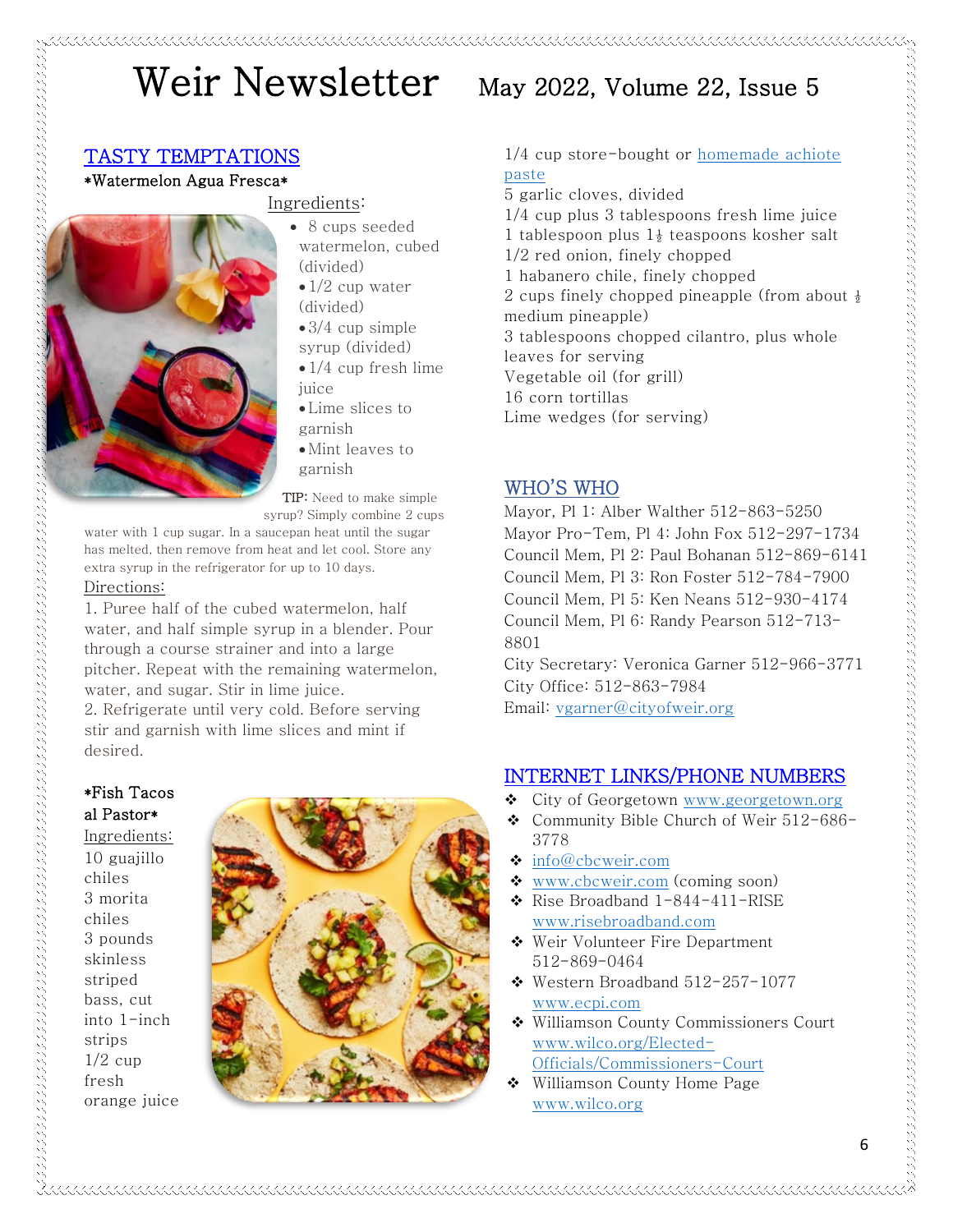# Weir Newsletter

May 2022, Volume 22, Issue 5

## TASTY TEMPTATIONS

*Watermelon Agua Fresca*

Ingredients:

- 8 cups seeded watermelon, cubed (divided)
- 1/2 cup water (divided)
- 3/4 cup simple syrup (divided)
- 1/4 cup fresh lime juice
- Lime slices to garnish
- Mint leaves to garnish

TIP: Need to make simple syrup? Simply combine 2 cups water with 1 cup sugar. In a saucepan heat until the sugar has melted, then remove from heat and let cool. Store any extra syrup in the refrigerator for up to 10 days.

Directions:

1. Puree half of the cubed watermelon, half water, and half simple syrup in a blender. Pour through a course strainer and into a large pitcher. Repeat with the remaining watermelon, water, and sugar. Stir in lime juice.
2. Refrigerate until very cold. Before serving stir and garnish with lime slices and mint if desired.

*Fish Tacos al Pastor*

Ingredients:

10 guajillo chiles
3 morita chiles
3 pounds skinless striped bass, cut into 1-inch strips
1/2 cup fresh orange juice
1/4 cup store-bought or homemade achiote paste
5 garlic cloves, divided
1/4 cup plus 3 tablespoons fresh lime juice
1 tablespoon plus 1½ teaspoons kosher salt
1/2 red onion, finely chopped
1 habanero chile, finely chopped
2 cups finely chopped pineapple (from about ½ medium pineapple)
3 tablespoons chopped cilantro, plus whole leaves for serving
Vegetable oil (for grill)
16 corn tortillas
Lime wedges (for serving)

## WHO'S WHO

Mayor, Pl 1: Alber Walther 512-863-5250
Mayor Pro-Tem, Pl 4: John Fox 512-297-1734
Council Mem, Pl 2: Paul Bohanan 512-869-6141
Council Mem, Pl 3: Ron Foster 512-784-7900
Council Mem, Pl 5: Ken Neans 512-930-4174
Council Mem, Pl 6: Randy Pearson 512-713-8801
City Secretary: Veronica Garner 512-966-3771
City Office: 512-863-7984
Email: vgarner@cityofweir.org

## INTERNET LINKS/PHONE NUMBERS

- City of Georgetown www.georgetown.org
- Community Bible Church of Weir 512-686-3778
- info@cbcweir.com
- www.cbcweir.com (coming soon)
- Rise Broadband 1-844-411-RISE www.risebroadband.com
- Weir Volunteer Fire Department 512-869-0464
- Western Broadband 512-257-1077 www.ecpi.com
- Williamson County Commissioners Court www.wilco.org/Elected-Officials/Commissioners-Court
- Williamson County Home Page www.wilco.org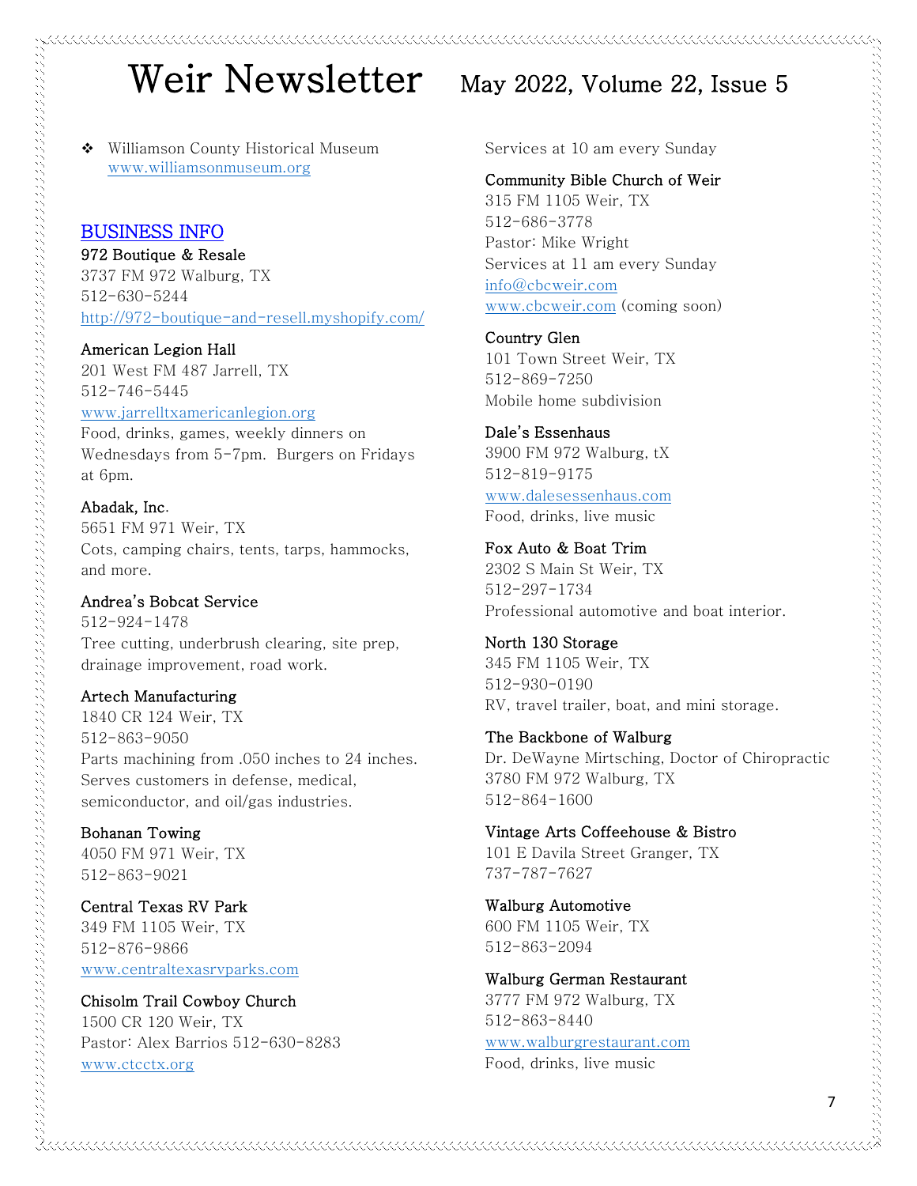- Williamson County Historical Museum
  www.williamsonmuseum.org

## BUSINESS INFO

**972 Boutique & Resale**
3737 FM 972 Walburg, TX
512-630-5244
http://972-boutique-and-resell.myshopify.com/

**American Legion Hall**
201 West FM 487 Jarrell, TX
512-746-5445
www.jarrelltxamericanlegion.org
Food, drinks, games, weekly dinners on Wednesdays from 5-7pm. Burgers on Fridays at 6pm.

**Abadak, Inc.**
5651 FM 971 Weir, TX
Cots, camping chairs, tents, tarps, hammocks, and more.

**Andrea's Bobcat Service**
512-924-1478
Tree cutting, underbrush clearing, site prep, drainage improvement, road work.

**Artech Manufacturing**
1840 CR 124 Weir, TX
512-863-9050
Parts machining from .050 inches to 24 inches. Serves customers in defense, medical, semiconductor, and oil/gas industries.

**Bohanan Towing**
4050 FM 971 Weir, TX
512-863-9021

**Central Texas RV Park**
349 FM 1105 Weir, TX
512-876-9866
www.centraltexasrvparks.com

**Chisolm Trail Cowboy Church**
1500 CR 120 Weir, TX
Pastor: Alex Barrios 512-630-8283
www.ctcctx.org
Services at 10 am every Sunday

**Community Bible Church of Weir**
315 FM 1105 Weir, TX
512-686-3778
Pastor: Mike Wright
Services at 11 am every Sunday
info@cbcweir.com
www.cbcweir.com (coming soon)

**Country Glen**
101 Town Street Weir, TX
512-869-7250
Mobile home subdivision

**Dale's Essenhaus**
3900 FM 972 Walburg, tX
512-819-9175
www.dalesessenhaus.com
Food, drinks, live music

**Fox Auto & Boat Trim**
2302 S Main St Weir, TX
512-297-1734
Professional automotive and boat interior.

**North 130 Storage**
345 FM 1105 Weir, TX
512-930-0190
RV, travel trailer, boat, and mini storage.

**The Backbone of Walburg**
Dr. DeWayne Mirtsching, Doctor of Chiropractic
3780 FM 972 Walburg, TX
512-864-1600

**Vintage Arts Coffeehouse & Bistro**
101 E Davila Street Granger, TX
737-787-7627

**Walburg Automotive**
600 FM 1105 Weir, TX
512-863-2094

**Walburg German Restaurant**
3777 FM 972 Walburg, TX
512-863-8440
www.walburgrestaurant.com
Food, drinks, live music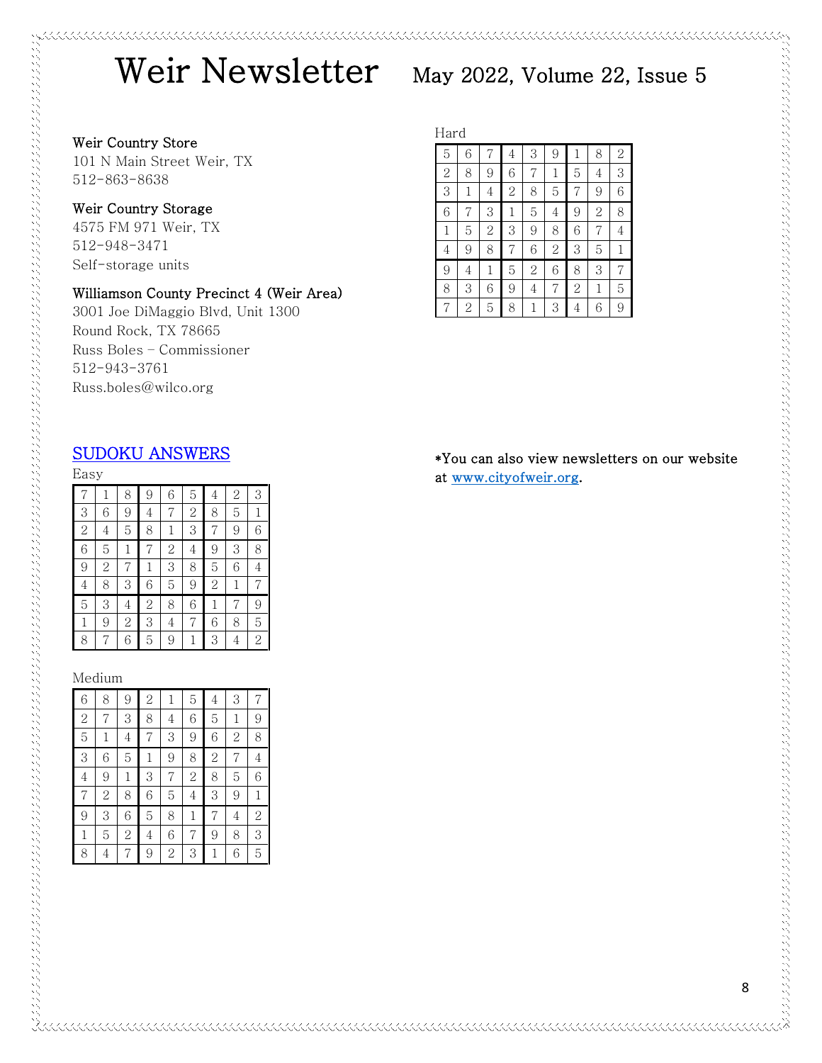# Weir Newsletter May 2022, Volume 22, Issue 5

**Weir Country Store**
101 N Main Street Weir, TX
512-863-8638

**Weir Country Storage**
4575 FM 971 Weir, TX
512-948-3471
Self-storage units

**Williamson County Precinct 4 (Weir Area)**
3001 Joe DiMaggio Blvd, Unit 1300
Round Rock, TX 78665
Russ Boles – Commissioner
512-943-3761
Russ.boles@wilco.org

## SUDOKU ANSWERS

Easy

| | | | | | | | | |
|---|---|---|---|---|---|---|---|---|
| 7 | 1 | 8 | 9 | 6 | 5 | 4 | 2 | 3 |
| 3 | 6 | 9 | 4 | 7 | 2 | 8 | 5 | 1 |
| 2 | 4 | 5 | 8 | 1 | 3 | 7 | 9 | 6 |
| 6 | 5 | 1 | 7 | 2 | 4 | 9 | 3 | 8 |
| 9 | 2 | 7 | 1 | 3 | 8 | 5 | 6 | 4 |
| 4 | 8 | 3 | 6 | 5 | 9 | 2 | 1 | 7 |
| 5 | 3 | 4 | 2 | 8 | 6 | 1 | 7 | 9 |
| 1 | 9 | 2 | 3 | 4 | 7 | 6 | 8 | 5 |
| 8 | 7 | 6 | 5 | 9 | 1 | 3 | 4 | 2 |

Medium

| | | | | | | | | |
|---|---|---|---|---|---|---|---|---|
| 6 | 8 | 9 | 2 | 1 | 5 | 4 | 3 | 7 |
| 2 | 7 | 3 | 8 | 4 | 6 | 5 | 1 | 9 |
| 5 | 1 | 4 | 7 | 3 | 9 | 6 | 2 | 8 |
| 3 | 6 | 5 | 1 | 9 | 8 | 2 | 7 | 4 |
| 4 | 9 | 1 | 3 | 7 | 2 | 8 | 5 | 6 |
| 7 | 2 | 8 | 6 | 5 | 4 | 3 | 9 | 1 |
| 9 | 3 | 6 | 5 | 8 | 1 | 7 | 4 | 2 |
| 1 | 5 | 2 | 4 | 6 | 7 | 9 | 8 | 3 |
| 8 | 4 | 7 | 9 | 2 | 3 | 1 | 6 | 5 |

Hard

| | | | | | | | | |
|---|---|---|---|---|---|---|---|---|
| 5 | 6 | 7 | 4 | 3 | 9 | 1 | 8 | 2 |
| 2 | 8 | 9 | 6 | 7 | 1 | 5 | 4 | 3 |
| 3 | 1 | 4 | 2 | 8 | 5 | 7 | 9 | 6 |
| 6 | 7 | 3 | 1 | 5 | 4 | 9 | 2 | 8 |
| 1 | 5 | 2 | 3 | 9 | 8 | 6 | 7 | 4 |
| 4 | 9 | 8 | 7 | 6 | 2 | 3 | 5 | 1 |
| 9 | 4 | 1 | 5 | 2 | 6 | 8 | 3 | 7 |
| 8 | 3 | 6 | 9 | 4 | 7 | 2 | 1 | 5 |
| 7 | 2 | 5 | 8 | 1 | 3 | 4 | 6 | 9 |

*You can also view newsletters on our website at www.cityofweir.org.